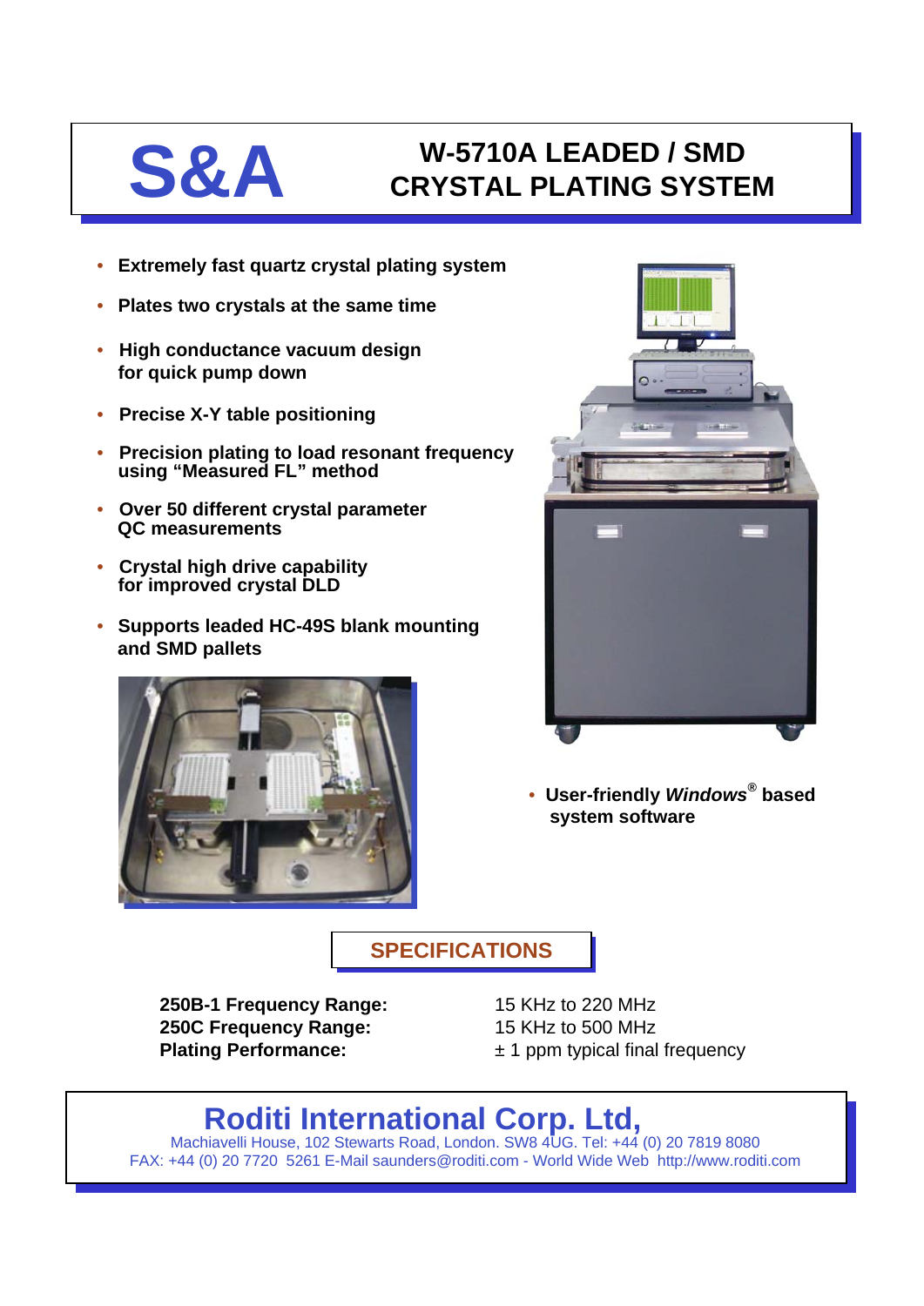# S&A

# W-5710A LEADED / SMD CRYSTAL PLATING SYSTEM

- **Extremely fast quartz crystal plating system**
- **Plates two crystals at the same time**
- **High conductance vacuum design for quick pump down**
- **Precise X-Y table positioning**
- **Precision plating to load resonant frequency using "Measured FL" method**
- **Over 50 different crystal parameter QC measurements**
- **Crystal high drive capability for improved crystal DLD**
- **Supports leaded HC-49S blank mounting and SMD pallets**
- **User-friendly *Windows*® based system software**

## SPECIFICATIONS

| | |
|---|---|
| **250B-1 Frequency Range:** | 15 KHz to 220 MHz |
| **250C Frequency Range:** | 15 KHz to 500 MHz |
| **Plating Performance:** | ± 1 ppm typical final frequency |

## Roditi International Corp. Ltd,

Machiavelli House, 102 Stewarts Road, London. SW8 4UG. Tel: +44 (0) 20 7819 8080
FAX: +44 (0) 20 7720 5261 E-Mail saunders@roditi.com - World Wide Web http://www.roditi.com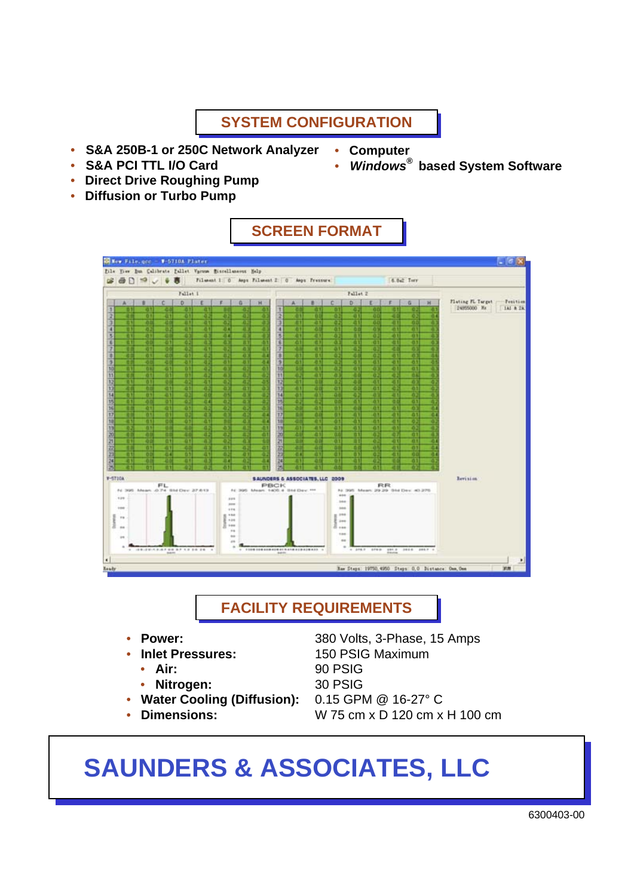## SYSTEM CONFIGURATION

- S&A 250B-1 or 250C Network Analyzer
- S&A PCI TTL I/O Card
- Direct Drive Roughing Pump
- Diffusion or Turbo Pump
- Computer
- *Windows*® based System Software

## SCREEN FORMAT

## FACILITY REQUIREMENTS

- **Power:** 380 Volts, 3-Phase, 15 Amps
- **Inlet Pressures:** 150 PSIG Maximum
  - **Air:** 90 PSIG
  - **Nitrogen:** 30 PSIG
- **Water Cooling (Diffusion):** 0.15 GPM @ 16-27° C
- **Dimensions:** W 75 cm x D 120 cm x H 100 cm

# SAUNDERS & ASSOCIATES, LLC

6300403-00